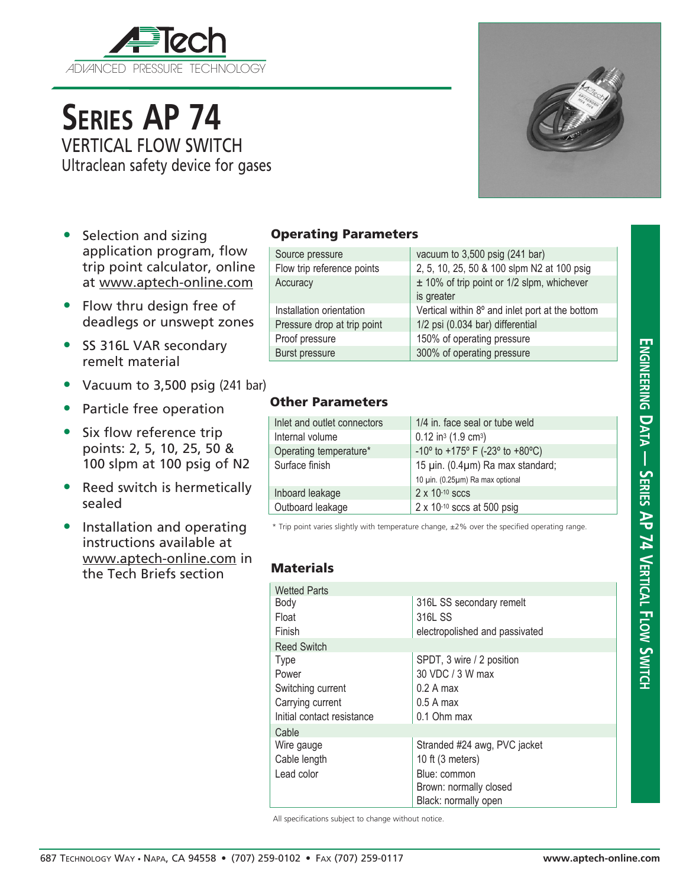# Series AP 74

## VERTICAL FLOW SWITCH

Ultraclean safety device for gases

- Selection and sizing application program, flow trip point calculator, online at www.aptech-online.com
- Flow thru design free of deadlegs or unswept zones
- SS 316L VAR secondary remelt material
- Vacuum to 3,500 psig (241 bar)
- Particle free operation
- Six flow reference trip points: 2, 5, 10, 25, 50 & 100 slpm at 100 psig of N2
- Reed switch is hermetically sealed
- Installation and operating instructions available at www.aptech-online.com in the Tech Briefs section

### Operating Parameters

| | |
|---|---|
| Source pressure | vacuum to 3,500 psig (241 bar) |
| Flow trip reference points | 2, 5, 10, 25, 50 & 100 slpm N2 at 100 psig |
| Accuracy | ± 10% of trip point or 1/2 slpm, whichever is greater |
| Installation orientation | Vertical within 8º and inlet port at the bottom |
| Pressure drop at trip point | 1/2 psi (0.034 bar) differential |
| Proof pressure | 150% of operating pressure |
| Burst pressure | 300% of operating pressure |

### Other Parameters

| | |
|---|---|
| Inlet and outlet connectors | 1/4 in. face seal or tube weld |
| Internal volume | 0.12 $in^3$ (1.9 $cm^3$) |
| Operating temperature* | -10º to +175º F (-23º to +80ºC) |
| Surface finish | 15 µin. (0.4µm) Ra max standard; 10 µin. (0.25µm) Ra max optional |
| Inboard leakage | $2 \times 10^{-10}$ sccs |
| Outboard leakage | $2 \times 10^{-10}$ sccs at 500 psig |

\* Trip point varies slightly with temperature change, ±2% over the specified operating range.

### Materials

| | |
|---|---|
| **Wetted Parts** | |
| Body | 316L SS secondary remelt |
| Float | 316L SS |
| Finish | electropolished and passivated |
| **Reed Switch** | |
| Type | SPDT, 3 wire / 2 position |
| Power | 30 VDC / 3 W max |
| Switching current | 0.2 A max |
| Carrying current | 0.5 A max |
| Initial contact resistance | 0.1 Ohm max |
| **Cable** | |
| Wire gauge | Stranded #24 awg, PVC jacket |
| Cable length | 10 ft (3 meters) |
| Lead color | Blue: common<br>Brown: normally closed<br>Black: normally open |

All specifications subject to change without notice.

687 Technology Way • Napa, CA 94558 • (707) 259-0102 • Fax (707) 259-0117 www.aptech-online.com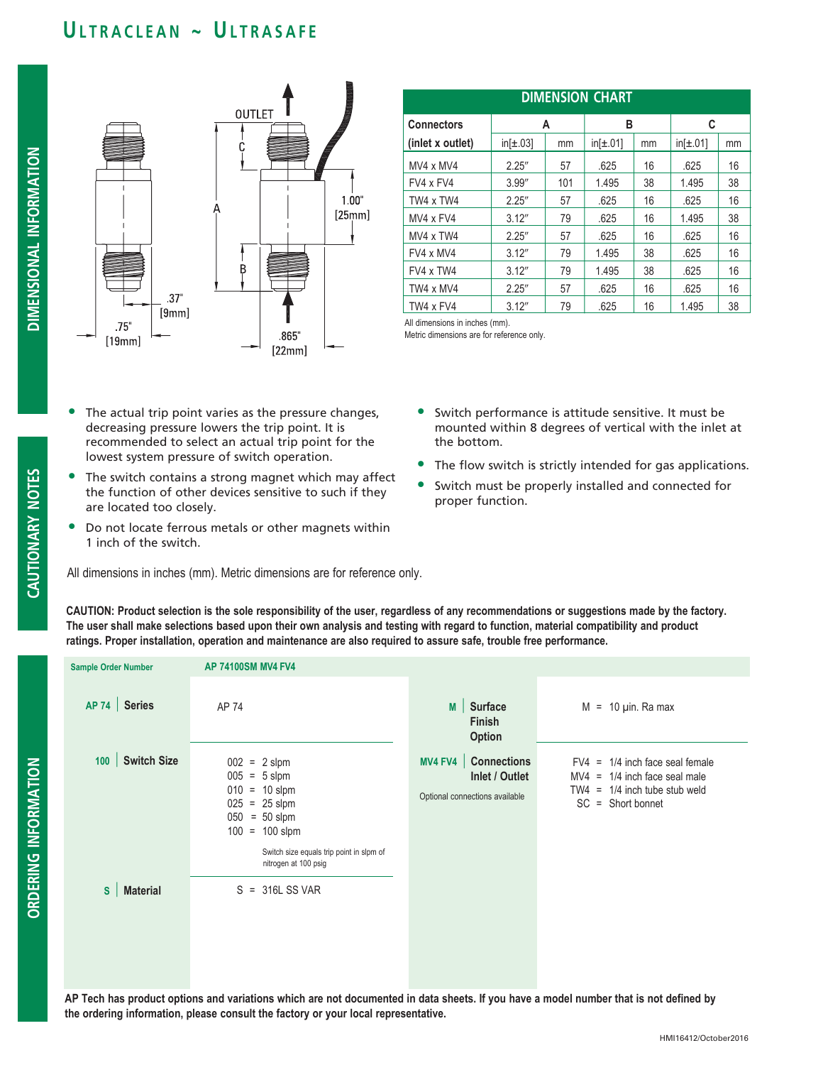## DIMENSIONAL INFORMATION

OUTLET

C

A

B

1.00"
[25mm]

.37"
[9mm]

.75"
[19mm]

.865"
[22mm]

**DIMENSION CHART**

| Connectors | A | | B | | C | |
|---|---|---|---|---|---|---|
| (inlet x outlet) | in[±.03] | mm | in[±.01] | mm | in[±.01] | mm |
| MV4 x MV4 | 2.25″ | 57 | .625 | 16 | .625 | 16 |
| FV4 x FV4 | 3.99″ | 101 | 1.495 | 38 | 1.495 | 38 |
| TW4 x TW4 | 2.25″ | 57 | .625 | 16 | .625 | 16 |
| MV4 x FV4 | 3.12″ | 79 | .625 | 16 | 1.495 | 38 |
| MV4 x TW4 | 2.25″ | 57 | .625 | 16 | .625 | 16 |
| FV4 x MV4 | 3.12″ | 79 | 1.495 | 38 | .625 | 16 |
| FV4 x TW4 | 3.12″ | 79 | 1.495 | 38 | .625 | 16 |
| TW4 x MV4 | 2.25″ | 57 | .625 | 16 | .625 | 16 |
| TW4 x FV4 | 3.12″ | 79 | .625 | 16 | 1.495 | 38 |

All dimensions in inches (mm).
Metric dimensions are for reference only.

## CAUTIONARY NOTES

- The actual trip point varies as the pressure changes, decreasing pressure lowers the trip point. It is recommended to select an actual trip point for the lowest system pressure of switch operation.
- The switch contains a strong magnet which may affect the function of other devices sensitive to such if they are located too closely.
- Do not locate ferrous metals or other magnets within 1 inch of the switch.
- Switch performance is attitude sensitive. It must be mounted within 8 degrees of vertical with the inlet at the bottom.
- The flow switch is strictly intended for gas applications.
- Switch must be properly installed and connected for proper function.

All dimensions in inches (mm). Metric dimensions are for reference only.

**CAUTION: Product selection is the sole responsibility of the user, regardless of any recommendations or suggestions made by the factory. The user shall make selections based upon their own analysis and testing with regard to function, material compatibility and product ratings. Proper installation, operation and maintenance are also required to assure safe, trouble free performance.**

## ORDERING INFORMATION

**Sample Order Number** **AP 74100SM MV4 FV4**

| Code | Option | Description |
|---|---|---|
| AP 74 | **Series** | AP 74 |
| 100 | **Switch Size** | 002 = 2 slpm<br>005 = 5 slpm<br>010 = 10 slpm<br>025 = 25 slpm<br>050 = 50 slpm<br>100 = 100 slpm<br>Switch size equals trip point in slpm of nitrogen at 100 psig |
| S | **Material** | S = 316L SS VAR |
| M | **Surface Finish Option** | M = 10 µin. Ra max |
| MV4 FV4 | **Connections Inlet / Outlet** (Optional connections available) | FV4 = 1/4 inch face seal female<br>MV4 = 1/4 inch face seal male<br>TW4 = 1/4 inch tube stub weld<br>SC = Short bonnet |

**AP Tech has product options and variations which are not documented in data sheets. If you have a model number that is not defined by the ordering information, please consult the factory or your local representative.**

HMI16412/October2016